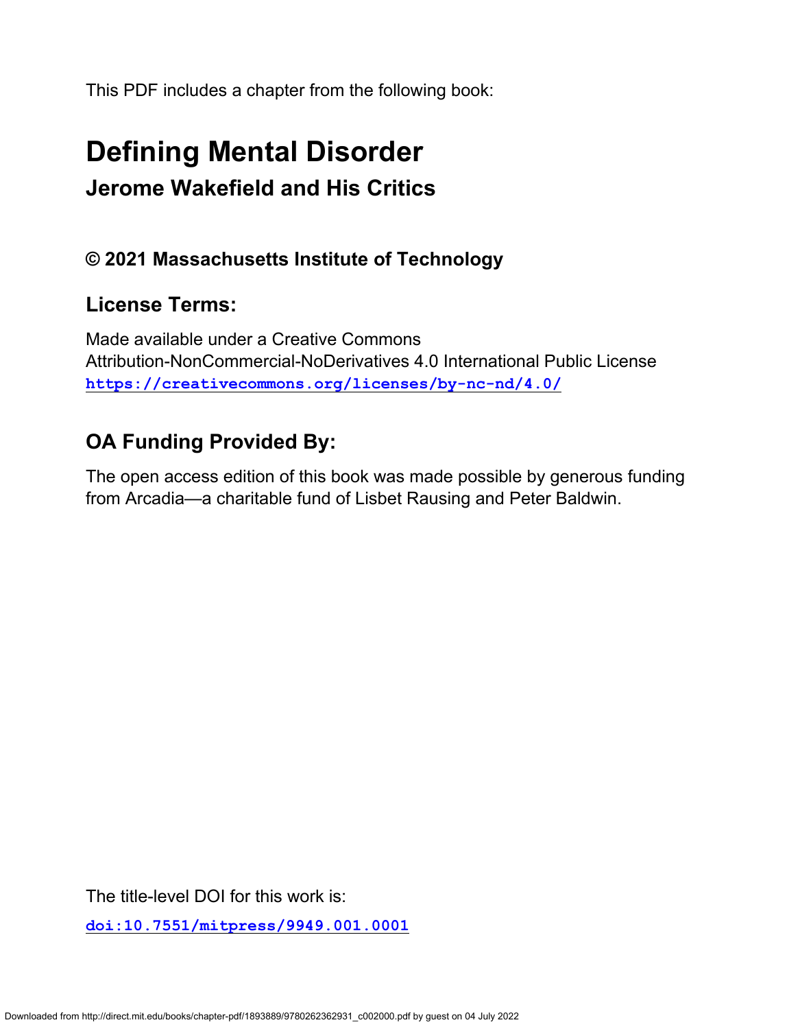This PDF includes a chapter from the following book:

# Defining Mental Disorder

## Jerome Wakefield and His Critics

### © 2021 Massachusetts Institute of Technology

### License Terms:

Made available under a Creative Commons Attribution-NonCommercial-NoDerivatives 4.0 International Public License
https://creativecommons.org/licenses/by-nc-nd/4.0/

### OA Funding Provided By:

The open access edition of this book was made possible by generous funding from Arcadia—a charitable fund of Lisbet Rausing and Peter Baldwin.

The title-level DOI for this work is:

doi:10.7551/mitpress/9949.001.0001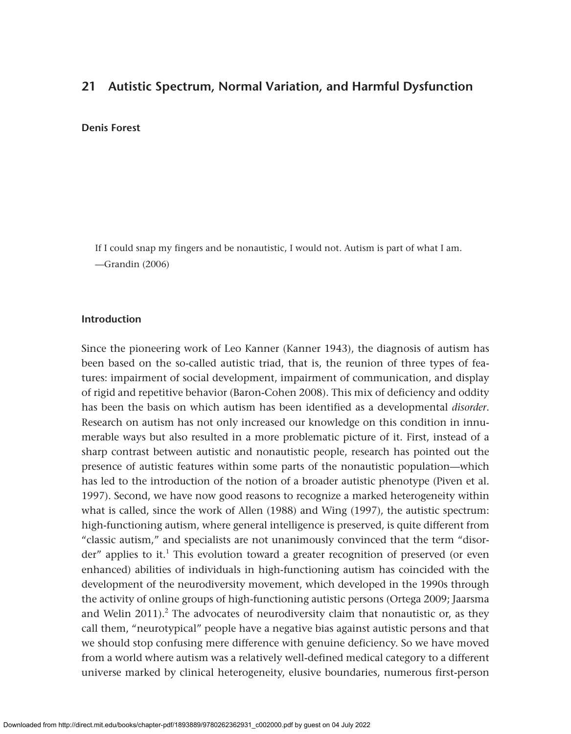# 21 Autistic Spectrum, Normal Variation, and Harmful Dysfunction

**Denis Forest**

> If I could snap my fingers and be nonautistic, I would not. Autism is part of what I am.
> —Grandin (2006)

## Introduction

Since the pioneering work of Leo Kanner (Kanner 1943), the diagnosis of autism has been based on the so-called autistic triad, that is, the reunion of three types of features: impairment of social development, impairment of communication, and display of rigid and repetitive behavior (Baron-Cohen 2008). This mix of deficiency and oddity has been the basis on which autism has been identified as a developmental *disorder*. Research on autism has not only increased our knowledge on this condition in innumerable ways but also resulted in a more problematic picture of it. First, instead of a sharp contrast between autistic and nonautistic people, research has pointed out the presence of autistic features within some parts of the nonautistic population—which has led to the introduction of the notion of a broader autistic phenotype (Piven et al. 1997). Second, we have now good reasons to recognize a marked heterogeneity within what is called, since the work of Allen (1988) and Wing (1997), the autistic spectrum: high-functioning autism, where general intelligence is preserved, is quite different from "classic autism," and specialists are not unanimously convinced that the term "disorder" applies to it.[1] This evolution toward a greater recognition of preserved (or even enhanced) abilities of individuals in high-functioning autism has coincided with the development of the neurodiversity movement, which developed in the 1990s through the activity of online groups of high-functioning autistic persons (Ortega 2009; Jaarsma and Welin 2011).[2] The advocates of neurodiversity claim that nonautistic or, as they call them, "neurotypical" people have a negative bias against autistic persons and that we should stop confusing mere difference with genuine deficiency. So we have moved from a world where autism was a relatively well-defined medical category to a different universe marked by clinical heterogeneity, elusive boundaries, numerous first-person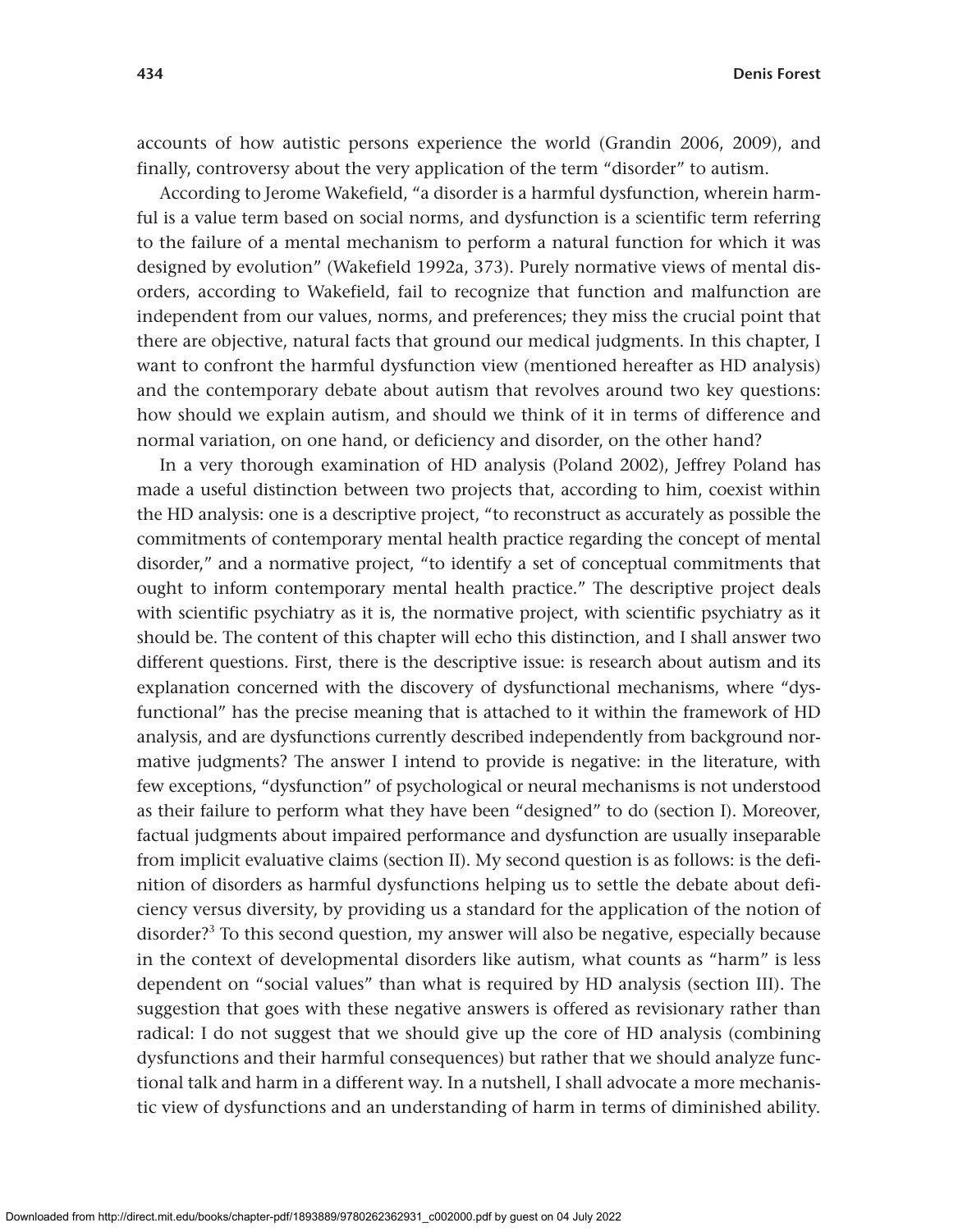accounts of how autistic persons experience the world (Grandin 2006, 2009), and finally, controversy about the very application of the term "disorder" to autism.

According to Jerome Wakefield, "a disorder is a harmful dysfunction, wherein harmful is a value term based on social norms, and dysfunction is a scientific term referring to the failure of a mental mechanism to perform a natural function for which it was designed by evolution" (Wakefield 1992a, 373). Purely normative views of mental disorders, according to Wakefield, fail to recognize that function and malfunction are independent from our values, norms, and preferences; they miss the crucial point that there are objective, natural facts that ground our medical judgments. In this chapter, I want to confront the harmful dysfunction view (mentioned hereafter as HD analysis) and the contemporary debate about autism that revolves around two key questions: how should we explain autism, and should we think of it in terms of difference and normal variation, on one hand, or deficiency and disorder, on the other hand?

In a very thorough examination of HD analysis (Poland 2002), Jeffrey Poland has made a useful distinction between two projects that, according to him, coexist within the HD analysis: one is a descriptive project, "to reconstruct as accurately as possible the commitments of contemporary mental health practice regarding the concept of mental disorder," and a normative project, "to identify a set of conceptual commitments that ought to inform contemporary mental health practice." The descriptive project deals with scientific psychiatry as it is, the normative project, with scientific psychiatry as it should be. The content of this chapter will echo this distinction, and I shall answer two different questions. First, there is the descriptive issue: is research about autism and its explanation concerned with the discovery of dysfunctional mechanisms, where "dysfunctional" has the precise meaning that is attached to it within the framework of HD analysis, and are dysfunctions currently described independently from background normative judgments? The answer I intend to provide is negative: in the literature, with few exceptions, "dysfunction" of psychological or neural mechanisms is not understood as their failure to perform what they have been "designed" to do (section I). Moreover, factual judgments about impaired performance and dysfunction are usually inseparable from implicit evaluative claims (section II). My second question is as follows: is the definition of disorders as harmful dysfunctions helping us to settle the debate about deficiency versus diversity, by providing us a standard for the application of the notion of disorder?[3] To this second question, my answer will also be negative, especially because in the context of developmental disorders like autism, what counts as "harm" is less dependent on "social values" than what is required by HD analysis (section III). The suggestion that goes with these negative answers is offered as revisionary rather than radical: I do not suggest that we should give up the core of HD analysis (combining dysfunctions and their harmful consequences) but rather that we should analyze functional talk and harm in a different way. In a nutshell, I shall advocate a more mechanistic view of dysfunctions and an understanding of harm in terms of diminished ability.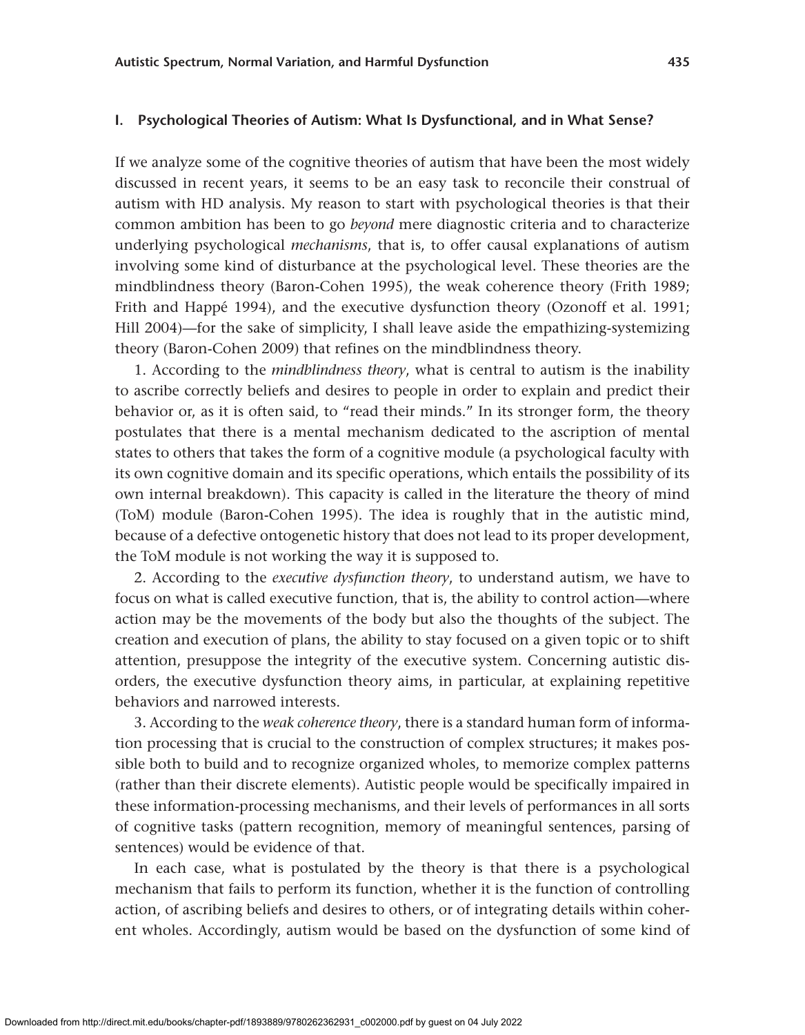## I. Psychological Theories of Autism: What Is Dysfunctional, and in What Sense?

If we analyze some of the cognitive theories of autism that have been the most widely discussed in recent years, it seems to be an easy task to reconcile their construal of autism with HD analysis. My reason to start with psychological theories is that their common ambition has been to go *beyond* mere diagnostic criteria and to characterize underlying psychological *mechanisms*, that is, to offer causal explanations of autism involving some kind of disturbance at the psychological level. These theories are the mindblindness theory (Baron-Cohen 1995), the weak coherence theory (Frith 1989; Frith and Happé 1994), and the executive dysfunction theory (Ozonoff et al. 1991; Hill 2004)—for the sake of simplicity, I shall leave aside the empathizing-systemizing theory (Baron-Cohen 2009) that refines on the mindblindness theory.

1. According to the *mindblindness theory*, what is central to autism is the inability to ascribe correctly beliefs and desires to people in order to explain and predict their behavior or, as it is often said, to "read their minds." In its stronger form, the theory postulates that there is a mental mechanism dedicated to the ascription of mental states to others that takes the form of a cognitive module (a psychological faculty with its own cognitive domain and its specific operations, which entails the possibility of its own internal breakdown). This capacity is called in the literature the theory of mind (ToM) module (Baron-Cohen 1995). The idea is roughly that in the autistic mind, because of a defective ontogenetic history that does not lead to its proper development, the ToM module is not working the way it is supposed to.

2. According to the *executive dysfunction theory*, to understand autism, we have to focus on what is called executive function, that is, the ability to control action—where action may be the movements of the body but also the thoughts of the subject. The creation and execution of plans, the ability to stay focused on a given topic or to shift attention, presuppose the integrity of the executive system. Concerning autistic disorders, the executive dysfunction theory aims, in particular, at explaining repetitive behaviors and narrowed interests.

3. According to the *weak coherence theory*, there is a standard human form of information processing that is crucial to the construction of complex structures; it makes possible both to build and to recognize organized wholes, to memorize complex patterns (rather than their discrete elements). Autistic people would be specifically impaired in these information-processing mechanisms, and their levels of performances in all sorts of cognitive tasks (pattern recognition, memory of meaningful sentences, parsing of sentences) would be evidence of that.

In each case, what is postulated by the theory is that there is a psychological mechanism that fails to perform its function, whether it is the function of controlling action, of ascribing beliefs and desires to others, or of integrating details within coherent wholes. Accordingly, autism would be based on the dysfunction of some kind of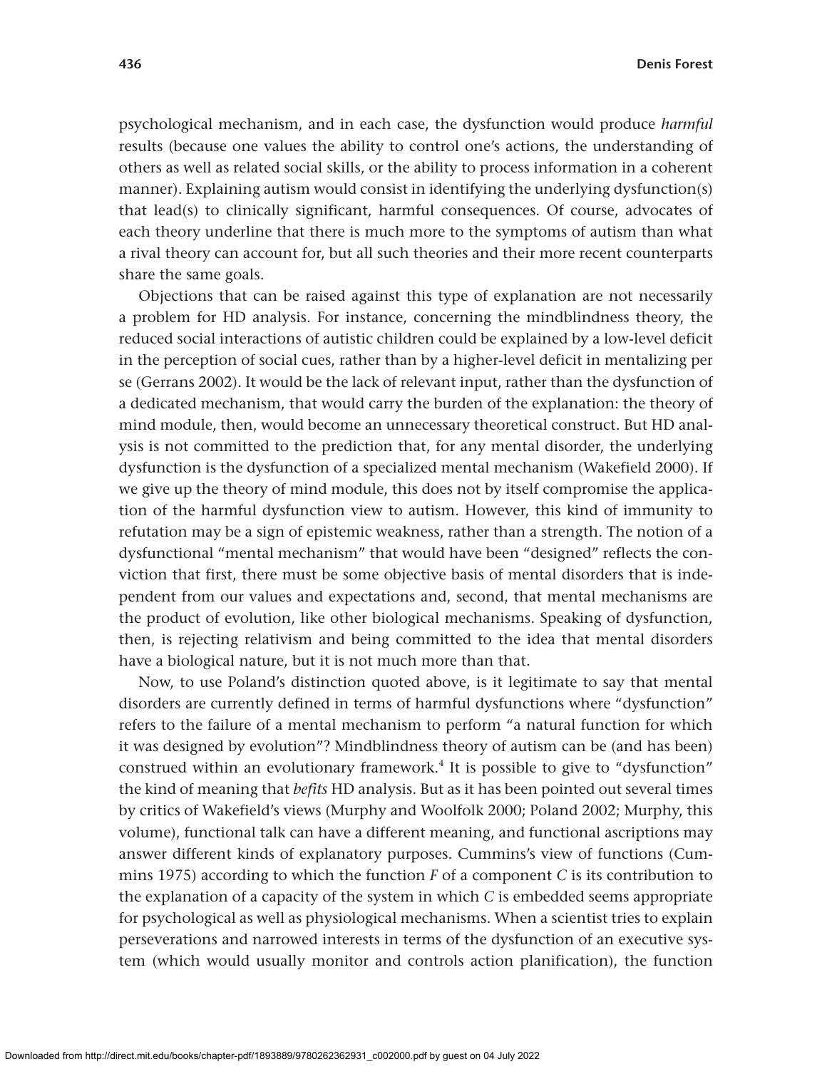psychological mechanism, and in each case, the dysfunction would produce *harmful* results (because one values the ability to control one's actions, the understanding of others as well as related social skills, or the ability to process information in a coherent manner). Explaining autism would consist in identifying the underlying dysfunction(s) that lead(s) to clinically significant, harmful consequences. Of course, advocates of each theory underline that there is much more to the symptoms of autism than what a rival theory can account for, but all such theories and their more recent counterparts share the same goals.

Objections that can be raised against this type of explanation are not necessarily a problem for HD analysis. For instance, concerning the mindblindness theory, the reduced social interactions of autistic children could be explained by a low-level deficit in the perception of social cues, rather than by a higher-level deficit in mentalizing per se (Gerrans 2002). It would be the lack of relevant input, rather than the dysfunction of a dedicated mechanism, that would carry the burden of the explanation: the theory of mind module, then, would become an unnecessary theoretical construct. But HD analysis is not committed to the prediction that, for any mental disorder, the underlying dysfunction is the dysfunction of a specialized mental mechanism (Wakefield 2000). If we give up the theory of mind module, this does not by itself compromise the application of the harmful dysfunction view to autism. However, this kind of immunity to refutation may be a sign of epistemic weakness, rather than a strength. The notion of a dysfunctional "mental mechanism" that would have been "designed" reflects the conviction that first, there must be some objective basis of mental disorders that is independent from our values and expectations and, second, that mental mechanisms are the product of evolution, like other biological mechanisms. Speaking of dysfunction, then, is rejecting relativism and being committed to the idea that mental disorders have a biological nature, but it is not much more than that.

Now, to use Poland's distinction quoted above, is it legitimate to say that mental disorders are currently defined in terms of harmful dysfunctions where "dysfunction" refers to the failure of a mental mechanism to perform "a natural function for which it was designed by evolution"? Mindblindness theory of autism can be (and has been) construed within an evolutionary framework.[4] It is possible to give to "dysfunction" the kind of meaning that *befits* HD analysis. But as it has been pointed out several times by critics of Wakefield's views (Murphy and Woolfolk 2000; Poland 2002; Murphy, this volume), functional talk can have a different meaning, and functional ascriptions may answer different kinds of explanatory purposes. Cummins's view of functions (Cummins 1975) according to which the function *F* of a component *C* is its contribution to the explanation of a capacity of the system in which *C* is embedded seems appropriate for psychological as well as physiological mechanisms. When a scientist tries to explain perseverations and narrowed interests in terms of the dysfunction of an executive system (which would usually monitor and controls action planification), the function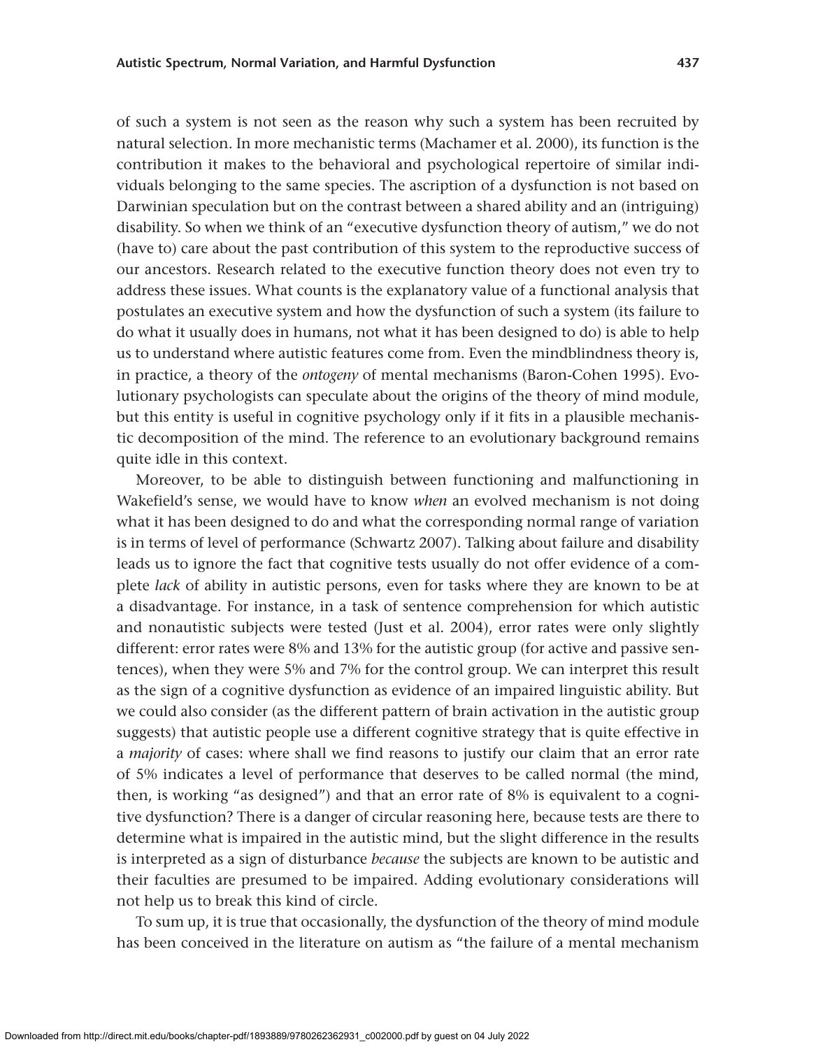of such a system is not seen as the reason why such a system has been recruited by natural selection. In more mechanistic terms (Machamer et al. 2000), its function is the contribution it makes to the behavioral and psychological repertoire of similar individuals belonging to the same species. The ascription of a dysfunction is not based on Darwinian speculation but on the contrast between a shared ability and an (intriguing) disability. So when we think of an "executive dysfunction theory of autism," we do not (have to) care about the past contribution of this system to the reproductive success of our ancestors. Research related to the executive function theory does not even try to address these issues. What counts is the explanatory value of a functional analysis that postulates an executive system and how the dysfunction of such a system (its failure to do what it usually does in humans, not what it has been designed to do) is able to help us to understand where autistic features come from. Even the mindblindness theory is, in practice, a theory of the *ontogeny* of mental mechanisms (Baron-Cohen 1995). Evolutionary psychologists can speculate about the origins of the theory of mind module, but this entity is useful in cognitive psychology only if it fits in a plausible mechanistic decomposition of the mind. The reference to an evolutionary background remains quite idle in this context.

Moreover, to be able to distinguish between functioning and malfunctioning in Wakefield's sense, we would have to know *when* an evolved mechanism is not doing what it has been designed to do and what the corresponding normal range of variation is in terms of level of performance (Schwartz 2007). Talking about failure and disability leads us to ignore the fact that cognitive tests usually do not offer evidence of a complete *lack* of ability in autistic persons, even for tasks where they are known to be at a disadvantage. For instance, in a task of sentence comprehension for which autistic and nonautistic subjects were tested (Just et al. 2004), error rates were only slightly different: error rates were 8% and 13% for the autistic group (for active and passive sentences), when they were 5% and 7% for the control group. We can interpret this result as the sign of a cognitive dysfunction as evidence of an impaired linguistic ability. But we could also consider (as the different pattern of brain activation in the autistic group suggests) that autistic people use a different cognitive strategy that is quite effective in a *majority* of cases: where shall we find reasons to justify our claim that an error rate of 5% indicates a level of performance that deserves to be called normal (the mind, then, is working "as designed") and that an error rate of 8% is equivalent to a cognitive dysfunction? There is a danger of circular reasoning here, because tests are there to determine what is impaired in the autistic mind, but the slight difference in the results is interpreted as a sign of disturbance *because* the subjects are known to be autistic and their faculties are presumed to be impaired. Adding evolutionary considerations will not help us to break this kind of circle.

To sum up, it is true that occasionally, the dysfunction of the theory of mind module has been conceived in the literature on autism as "the failure of a mental mechanism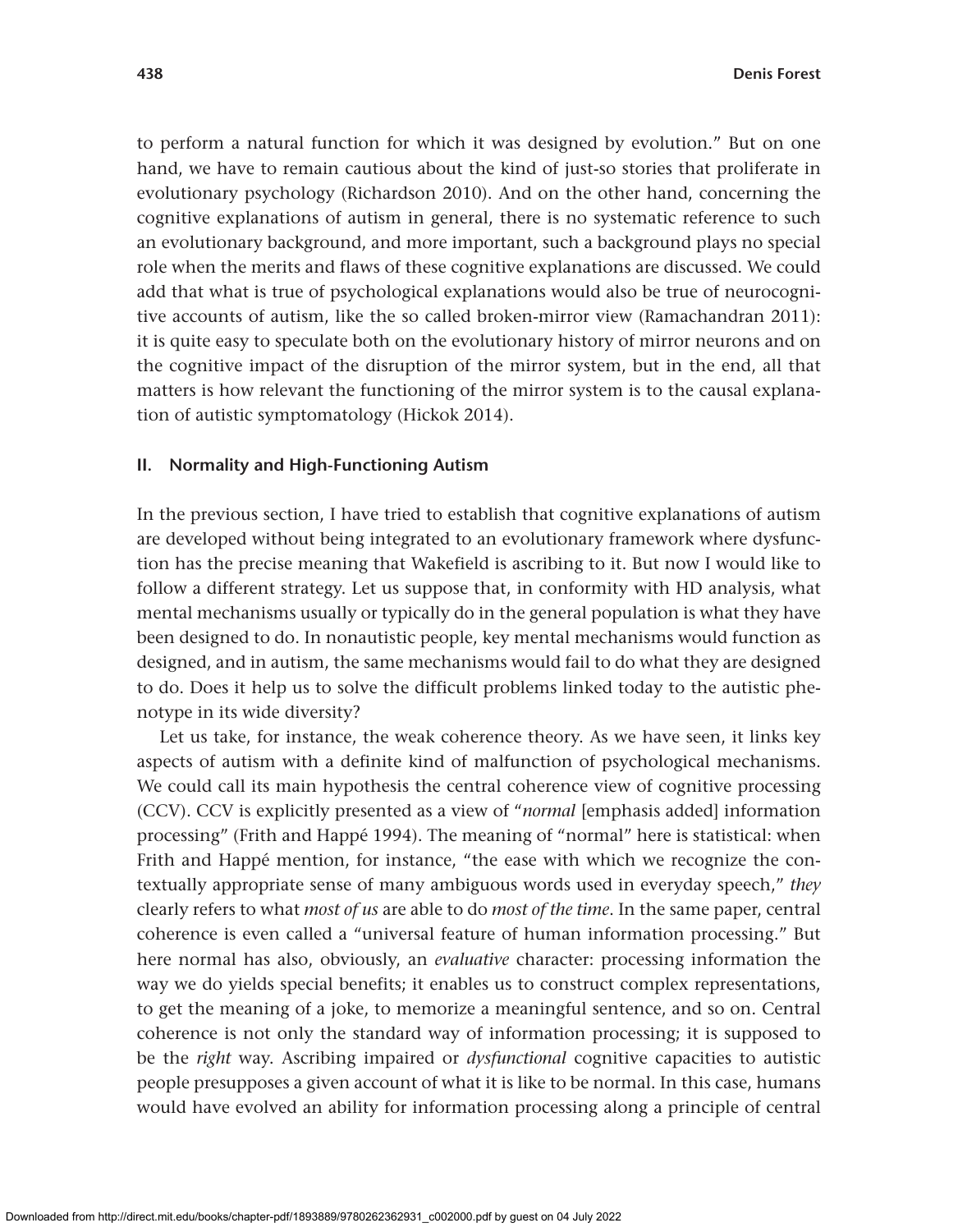to perform a natural function for which it was designed by evolution." But on one hand, we have to remain cautious about the kind of just-so stories that proliferate in evolutionary psychology (Richardson 2010). And on the other hand, concerning the cognitive explanations of autism in general, there is no systematic reference to such an evolutionary background, and more important, such a background plays no special role when the merits and flaws of these cognitive explanations are discussed. We could add that what is true of psychological explanations would also be true of neurocognitive accounts of autism, like the so called broken-mirror view (Ramachandran 2011): it is quite easy to speculate both on the evolutionary history of mirror neurons and on the cognitive impact of the disruption of the mirror system, but in the end, all that matters is how relevant the functioning of the mirror system is to the causal explanation of autistic symptomatology (Hickok 2014).

## II. Normality and High-Functioning Autism

In the previous section, I have tried to establish that cognitive explanations of autism are developed without being integrated to an evolutionary framework where dysfunction has the precise meaning that Wakefield is ascribing to it. But now I would like to follow a different strategy. Let us suppose that, in conformity with HD analysis, what mental mechanisms usually or typically do in the general population is what they have been designed to do. In nonautistic people, key mental mechanisms would function as designed, and in autism, the same mechanisms would fail to do what they are designed to do. Does it help us to solve the difficult problems linked today to the autistic phenotype in its wide diversity?

Let us take, for instance, the weak coherence theory. As we have seen, it links key aspects of autism with a definite kind of malfunction of psychological mechanisms. We could call its main hypothesis the central coherence view of cognitive processing (CCV). CCV is explicitly presented as a view of "*normal* [emphasis added] information processing" (Frith and Happé 1994). The meaning of "normal" here is statistical: when Frith and Happé mention, for instance, "the ease with which we recognize the contextually appropriate sense of many ambiguous words used in everyday speech," *they* clearly refers to what *most of us* are able to do *most of the time*. In the same paper, central coherence is even called a "universal feature of human information processing." But here normal has also, obviously, an *evaluative* character: processing information the way we do yields special benefits; it enables us to construct complex representations, to get the meaning of a joke, to memorize a meaningful sentence, and so on. Central coherence is not only the standard way of information processing; it is supposed to be the *right* way. Ascribing impaired or *dysfunctional* cognitive capacities to autistic people presupposes a given account of what it is like to be normal. In this case, humans would have evolved an ability for information processing along a principle of central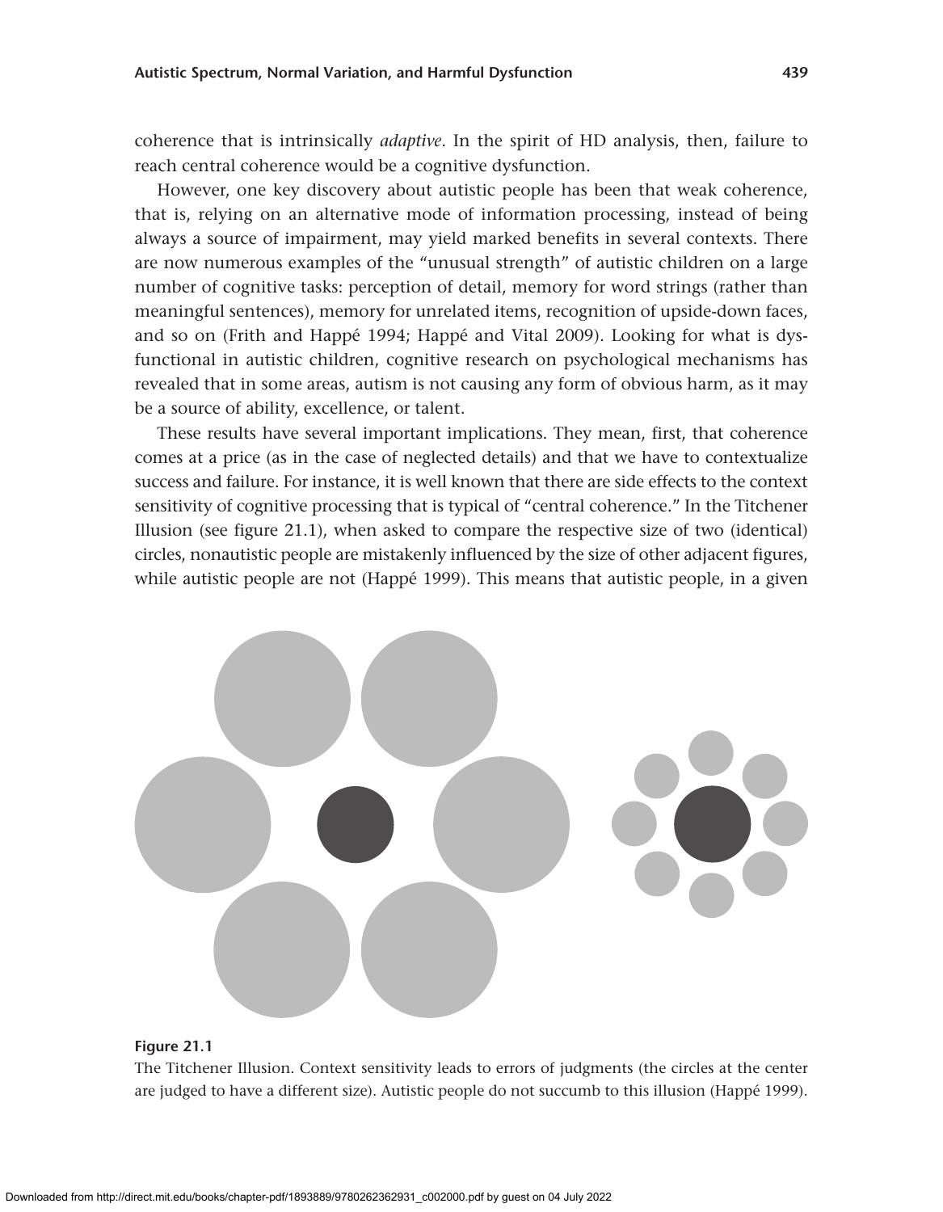coherence that is intrinsically *adaptive*. In the spirit of HD analysis, then, failure to reach central coherence would be a cognitive dysfunction.

However, one key discovery about autistic people has been that weak coherence, that is, relying on an alternative mode of information processing, instead of being always a source of impairment, may yield marked benefits in several contexts. There are now numerous examples of the "unusual strength" of autistic children on a large number of cognitive tasks: perception of detail, memory for word strings (rather than meaningful sentences), memory for unrelated items, recognition of upside-down faces, and so on (Frith and Happé 1994; Happé and Vital 2009). Looking for what is dysfunctional in autistic children, cognitive research on psychological mechanisms has revealed that in some areas, autism is not causing any form of obvious harm, as it may be a source of ability, excellence, or talent.

These results have several important implications. They mean, first, that coherence comes at a price (as in the case of neglected details) and that we have to contextualize success and failure. For instance, it is well known that there are side effects to the context sensitivity of cognitive processing that is typical of "central coherence." In the Titchener Illusion (see figure 21.1), when asked to compare the respective size of two (identical) circles, nonautistic people are mistakenly influenced by the size of other adjacent figures, while autistic people are not (Happé 1999). This means that autistic people, in a given

**Figure 21.1**

The Titchener Illusion. Context sensitivity leads to errors of judgments (the circles at the center are judged to have a different size). Autistic people do not succumb to this illusion (Happé 1999).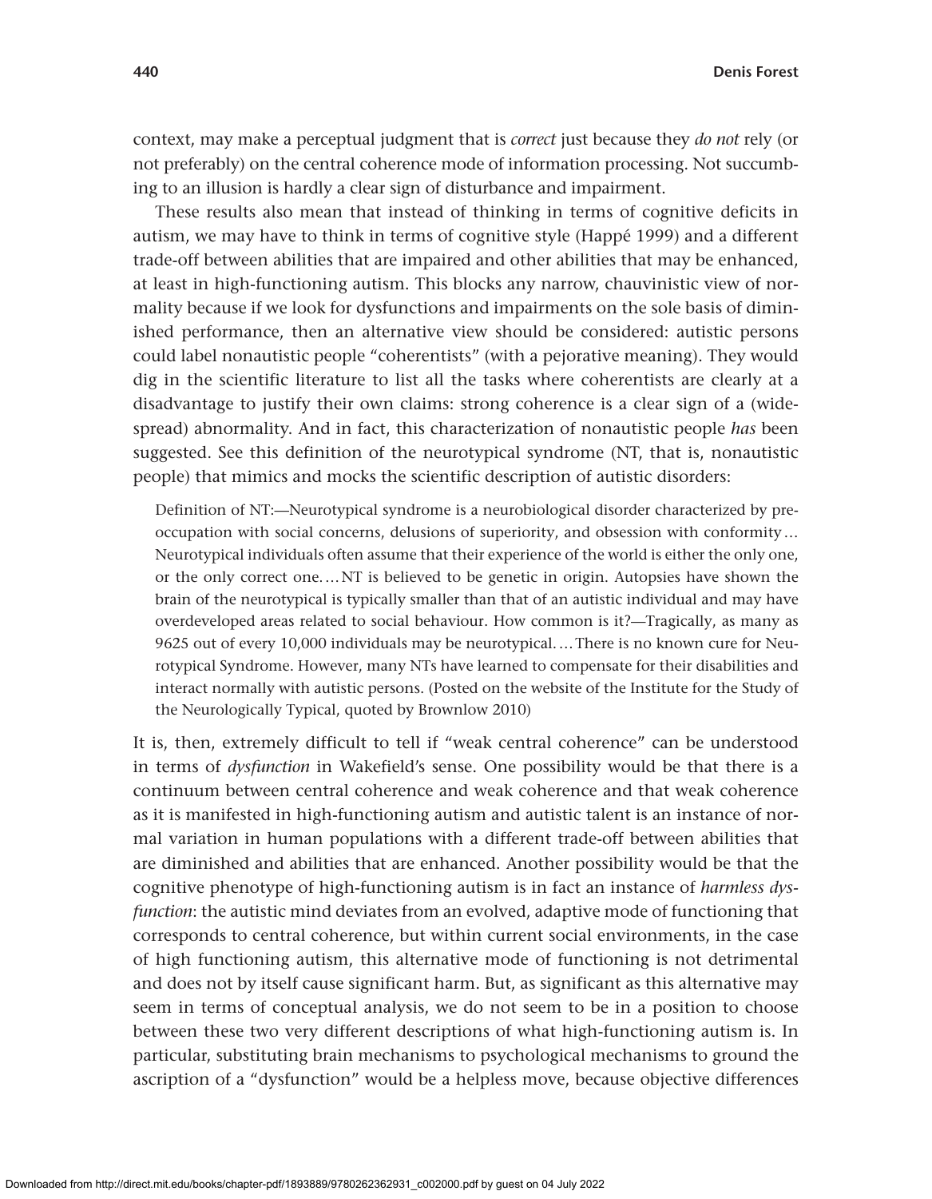context, may make a perceptual judgment that is *correct* just because they *do not* rely (or not preferably) on the central coherence mode of information processing. Not succumbing to an illusion is hardly a clear sign of disturbance and impairment.

These results also mean that instead of thinking in terms of cognitive deficits in autism, we may have to think in terms of cognitive style (Happé 1999) and a different trade-off between abilities that are impaired and other abilities that may be enhanced, at least in high-functioning autism. This blocks any narrow, chauvinistic view of normality because if we look for dysfunctions and impairments on the sole basis of diminished performance, then an alternative view should be considered: autistic persons could label nonautistic people "coherentists" (with a pejorative meaning). They would dig in the scientific literature to list all the tasks where coherentists are clearly at a disadvantage to justify their own claims: strong coherence is a clear sign of a (widespread) abnormality. And in fact, this characterization of nonautistic people *has* been suggested. See this definition of the neurotypical syndrome (NT, that is, nonautistic people) that mimics and mocks the scientific description of autistic disorders:

> Definition of NT:—Neurotypical syndrome is a neurobiological disorder characterized by preoccupation with social concerns, delusions of superiority, and obsession with conformity… Neurotypical individuals often assume that their experience of the world is either the only one, or the only correct one.…NT is believed to be genetic in origin. Autopsies have shown the brain of the neurotypical is typically smaller than that of an autistic individual and may have overdeveloped areas related to social behaviour. How common is it?—Tragically, as many as 9625 out of every 10,000 individuals may be neurotypical.…There is no known cure for Neurotypical Syndrome. However, many NTs have learned to compensate for their disabilities and interact normally with autistic persons. (Posted on the website of the Institute for the Study of the Neurologically Typical, quoted by Brownlow 2010)

It is, then, extremely difficult to tell if "weak central coherence" can be understood in terms of *dysfunction* in Wakefield's sense. One possibility would be that there is a continuum between central coherence and weak coherence and that weak coherence as it is manifested in high-functioning autism and autistic talent is an instance of normal variation in human populations with a different trade-off between abilities that are diminished and abilities that are enhanced. Another possibility would be that the cognitive phenotype of high-functioning autism is in fact an instance of *harmless dysfunction*: the autistic mind deviates from an evolved, adaptive mode of functioning that corresponds to central coherence, but within current social environments, in the case of high functioning autism, this alternative mode of functioning is not detrimental and does not by itself cause significant harm. But, as significant as this alternative may seem in terms of conceptual analysis, we do not seem to be in a position to choose between these two very different descriptions of what high-functioning autism is. In particular, substituting brain mechanisms to psychological mechanisms to ground the ascription of a "dysfunction" would be a helpless move, because objective differences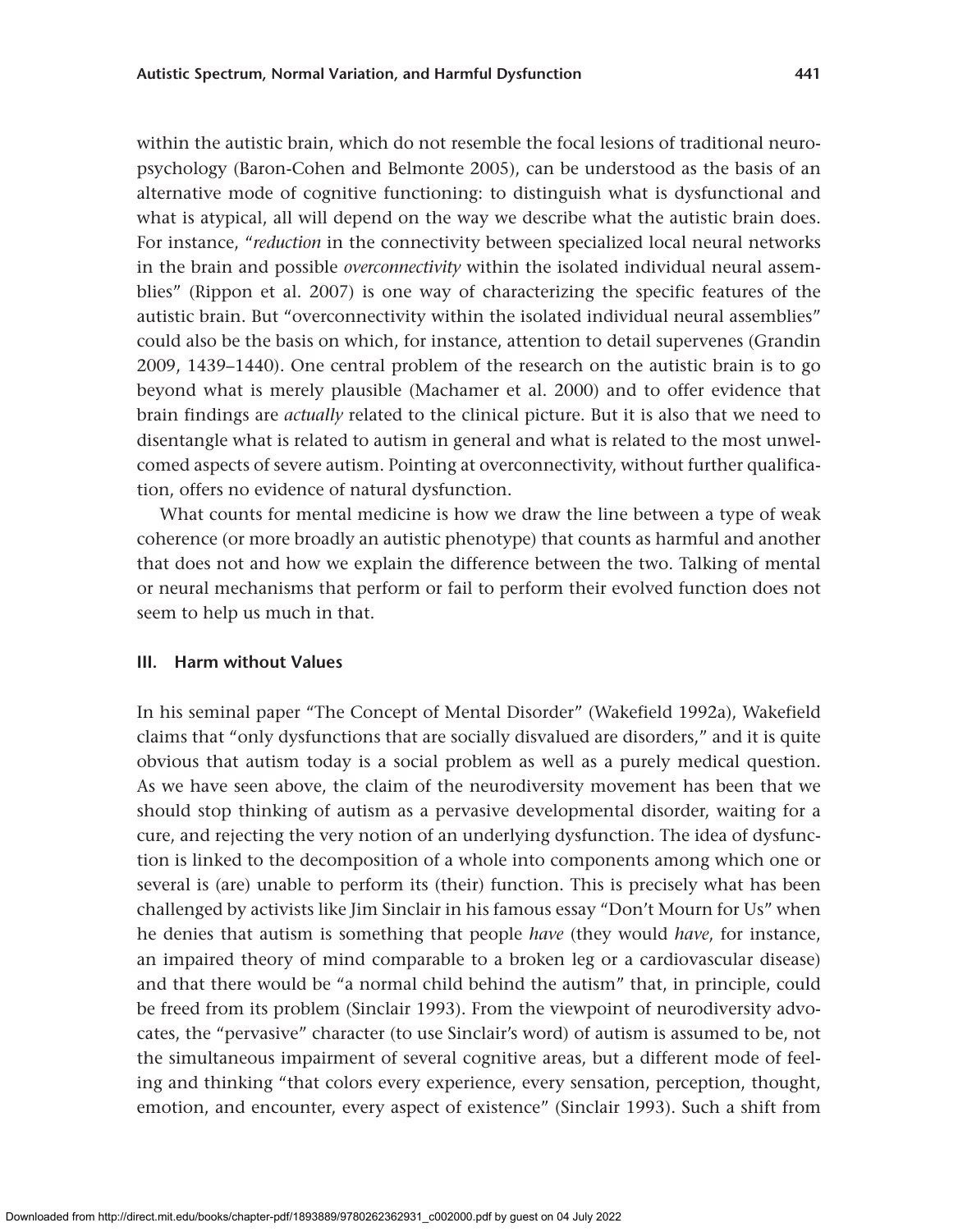within the autistic brain, which do not resemble the focal lesions of traditional neuropsychology (Baron-Cohen and Belmonte 2005), can be understood as the basis of an alternative mode of cognitive functioning: to distinguish what is dysfunctional and what is atypical, all will depend on the way we describe what the autistic brain does. For instance, "*reduction* in the connectivity between specialized local neural networks in the brain and possible *overconnectivity* within the isolated individual neural assemblies" (Rippon et al. 2007) is one way of characterizing the specific features of the autistic brain. But "overconnectivity within the isolated individual neural assemblies" could also be the basis on which, for instance, attention to detail supervenes (Grandin 2009, 1439–1440). One central problem of the research on the autistic brain is to go beyond what is merely plausible (Machamer et al. 2000) and to offer evidence that brain findings are *actually* related to the clinical picture. But it is also that we need to disentangle what is related to autism in general and what is related to the most unwelcomed aspects of severe autism. Pointing at overconnectivity, without further qualification, offers no evidence of natural dysfunction.

What counts for mental medicine is how we draw the line between a type of weak coherence (or more broadly an autistic phenotype) that counts as harmful and another that does not and how we explain the difference between the two. Talking of mental or neural mechanisms that perform or fail to perform their evolved function does not seem to help us much in that.

## III. Harm without Values

In his seminal paper "The Concept of Mental Disorder" (Wakefield 1992a), Wakefield claims that "only dysfunctions that are socially disvalued are disorders," and it is quite obvious that autism today is a social problem as well as a purely medical question. As we have seen above, the claim of the neurodiversity movement has been that we should stop thinking of autism as a pervasive developmental disorder, waiting for a cure, and rejecting the very notion of an underlying dysfunction. The idea of dysfunction is linked to the decomposition of a whole into components among which one or several is (are) unable to perform its (their) function. This is precisely what has been challenged by activists like Jim Sinclair in his famous essay "Don't Mourn for Us" when he denies that autism is something that people *have* (they would *have*, for instance, an impaired theory of mind comparable to a broken leg or a cardiovascular disease) and that there would be "a normal child behind the autism" that, in principle, could be freed from its problem (Sinclair 1993). From the viewpoint of neurodiversity advocates, the "pervasive" character (to use Sinclair's word) of autism is assumed to be, not the simultaneous impairment of several cognitive areas, but a different mode of feeling and thinking "that colors every experience, every sensation, perception, thought, emotion, and encounter, every aspect of existence" (Sinclair 1993). Such a shift from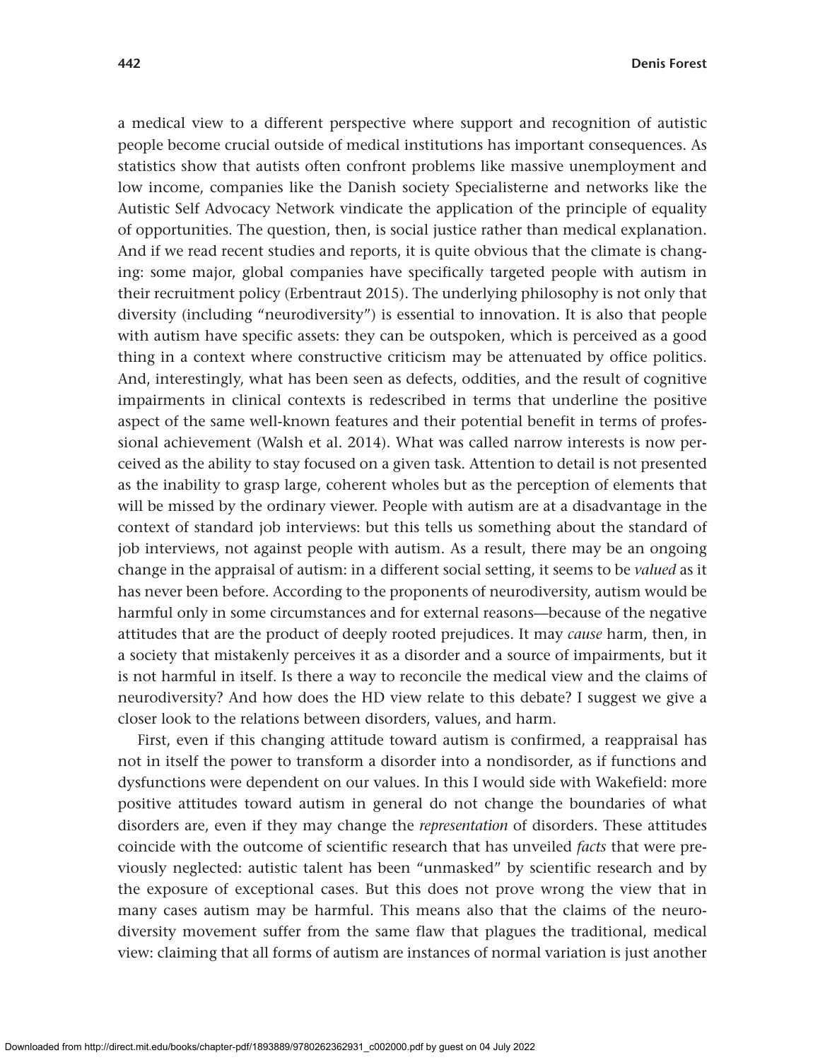a medical view to a different perspective where support and recognition of autistic people become crucial outside of medical institutions has important consequences. As statistics show that autists often confront problems like massive unemployment and low income, companies like the Danish society Specialisterne and networks like the Autistic Self Advocacy Network vindicate the application of the principle of equality of opportunities. The question, then, is social justice rather than medical explanation. And if we read recent studies and reports, it is quite obvious that the climate is changing: some major, global companies have specifically targeted people with autism in their recruitment policy (Erbentraut 2015). The underlying philosophy is not only that diversity (including "neurodiversity") is essential to innovation. It is also that people with autism have specific assets: they can be outspoken, which is perceived as a good thing in a context where constructive criticism may be attenuated by office politics. And, interestingly, what has been seen as defects, oddities, and the result of cognitive impairments in clinical contexts is redescribed in terms that underline the positive aspect of the same well-known features and their potential benefit in terms of professional achievement (Walsh et al. 2014). What was called narrow interests is now perceived as the ability to stay focused on a given task. Attention to detail is not presented as the inability to grasp large, coherent wholes but as the perception of elements that will be missed by the ordinary viewer. People with autism are at a disadvantage in the context of standard job interviews: but this tells us something about the standard of job interviews, not against people with autism. As a result, there may be an ongoing change in the appraisal of autism: in a different social setting, it seems to be *valued* as it has never been before. According to the proponents of neurodiversity, autism would be harmful only in some circumstances and for external reasons—because of the negative attitudes that are the product of deeply rooted prejudices. It may *cause* harm, then, in a society that mistakenly perceives it as a disorder and a source of impairments, but it is not harmful in itself. Is there a way to reconcile the medical view and the claims of neurodiversity? And how does the HD view relate to this debate? I suggest we give a closer look to the relations between disorders, values, and harm.

First, even if this changing attitude toward autism is confirmed, a reappraisal has not in itself the power to transform a disorder into a nondisorder, as if functions and dysfunctions were dependent on our values. In this I would side with Wakefield: more positive attitudes toward autism in general do not change the boundaries of what disorders are, even if they may change the *representation* of disorders. These attitudes coincide with the outcome of scientific research that has unveiled *facts* that were previously neglected: autistic talent has been "unmasked" by scientific research and by the exposure of exceptional cases. But this does not prove wrong the view that in many cases autism may be harmful. This means also that the claims of the neurodiversity movement suffer from the same flaw that plagues the traditional, medical view: claiming that all forms of autism are instances of normal variation is just another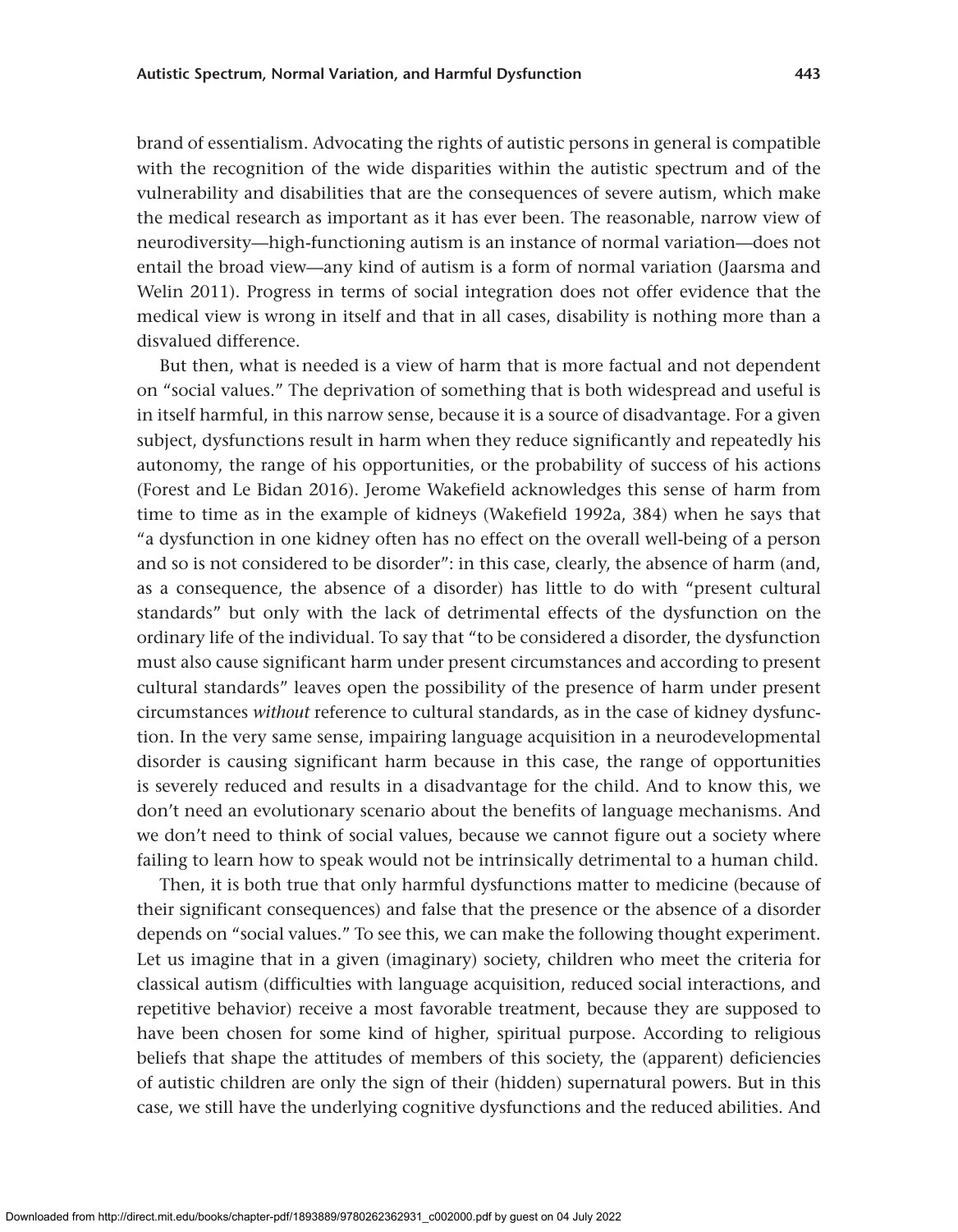brand of essentialism. Advocating the rights of autistic persons in general is compatible with the recognition of the wide disparities within the autistic spectrum and of the vulnerability and disabilities that are the consequences of severe autism, which make the medical research as important as it has ever been. The reasonable, narrow view of neurodiversity—high-functioning autism is an instance of normal variation—does not entail the broad view—any kind of autism is a form of normal variation (Jaarsma and Welin 2011). Progress in terms of social integration does not offer evidence that the medical view is wrong in itself and that in all cases, disability is nothing more than a disvalued difference.

But then, what is needed is a view of harm that is more factual and not dependent on "social values." The deprivation of something that is both widespread and useful is in itself harmful, in this narrow sense, because it is a source of disadvantage. For a given subject, dysfunctions result in harm when they reduce significantly and repeatedly his autonomy, the range of his opportunities, or the probability of success of his actions (Forest and Le Bidan 2016). Jerome Wakefield acknowledges this sense of harm from time to time as in the example of kidneys (Wakefield 1992a, 384) when he says that "a dysfunction in one kidney often has no effect on the overall well-being of a person and so is not considered to be disorder": in this case, clearly, the absence of harm (and, as a consequence, the absence of a disorder) has little to do with "present cultural standards" but only with the lack of detrimental effects of the dysfunction on the ordinary life of the individual. To say that "to be considered a disorder, the dysfunction must also cause significant harm under present circumstances and according to present cultural standards" leaves open the possibility of the presence of harm under present circumstances *without* reference to cultural standards, as in the case of kidney dysfunction. In the very same sense, impairing language acquisition in a neurodevelopmental disorder is causing significant harm because in this case, the range of opportunities is severely reduced and results in a disadvantage for the child. And to know this, we don't need an evolutionary scenario about the benefits of language mechanisms. And we don't need to think of social values, because we cannot figure out a society where failing to learn how to speak would not be intrinsically detrimental to a human child.

Then, it is both true that only harmful dysfunctions matter to medicine (because of their significant consequences) and false that the presence or the absence of a disorder depends on "social values." To see this, we can make the following thought experiment. Let us imagine that in a given (imaginary) society, children who meet the criteria for classical autism (difficulties with language acquisition, reduced social interactions, and repetitive behavior) receive a most favorable treatment, because they are supposed to have been chosen for some kind of higher, spiritual purpose. According to religious beliefs that shape the attitudes of members of this society, the (apparent) deficiencies of autistic children are only the sign of their (hidden) supernatural powers. But in this case, we still have the underlying cognitive dysfunctions and the reduced abilities. And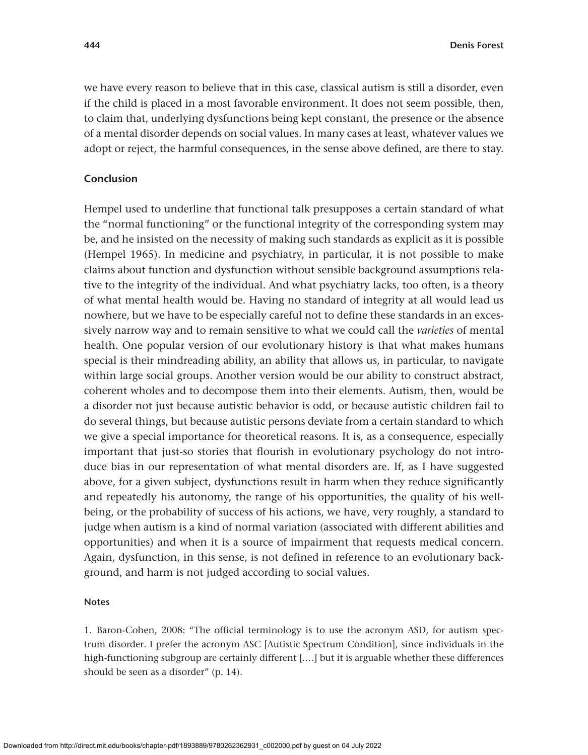we have every reason to believe that in this case, classical autism is still a disorder, even if the child is placed in a most favorable environment. It does not seem possible, then, to claim that, underlying dysfunctions being kept constant, the presence or the absence of a mental disorder depends on social values. In many cases at least, whatever values we adopt or reject, the harmful consequences, in the sense above defined, are there to stay.

## Conclusion

Hempel used to underline that functional talk presupposes a certain standard of what the "normal functioning" or the functional integrity of the corresponding system may be, and he insisted on the necessity of making such standards as explicit as it is possible (Hempel 1965). In medicine and psychiatry, in particular, it is not possible to make claims about function and dysfunction without sensible background assumptions relative to the integrity of the individual. And what psychiatry lacks, too often, is a theory of what mental health would be. Having no standard of integrity at all would lead us nowhere, but we have to be especially careful not to define these standards in an excessively narrow way and to remain sensitive to what we could call the *varieties* of mental health. One popular version of our evolutionary history is that what makes humans special is their mindreading ability, an ability that allows us, in particular, to navigate within large social groups. Another version would be our ability to construct abstract, coherent wholes and to decompose them into their elements. Autism, then, would be a disorder not just because autistic behavior is odd, or because autistic children fail to do several things, but because autistic persons deviate from a certain standard to which we give a special importance for theoretical reasons. It is, as a consequence, especially important that just-so stories that flourish in evolutionary psychology do not introduce bias in our representation of what mental disorders are. If, as I have suggested above, for a given subject, dysfunctions result in harm when they reduce significantly and repeatedly his autonomy, the range of his opportunities, the quality of his well-being, or the probability of success of his actions, we have, very roughly, a standard to judge when autism is a kind of normal variation (associated with different abilities and opportunities) and when it is a source of impairment that requests medical concern. Again, dysfunction, in this sense, is not defined in reference to an evolutionary background, and harm is not judged according to social values.

### Notes

1. Baron-Cohen, 2008: "The official terminology is to use the acronym ASD, for autism spectrum disorder. I prefer the acronym ASC [Autistic Spectrum Condition], since individuals in the high-functioning subgroup are certainly different [....] but it is arguable whether these differences should be seen as a disorder" (p. 14).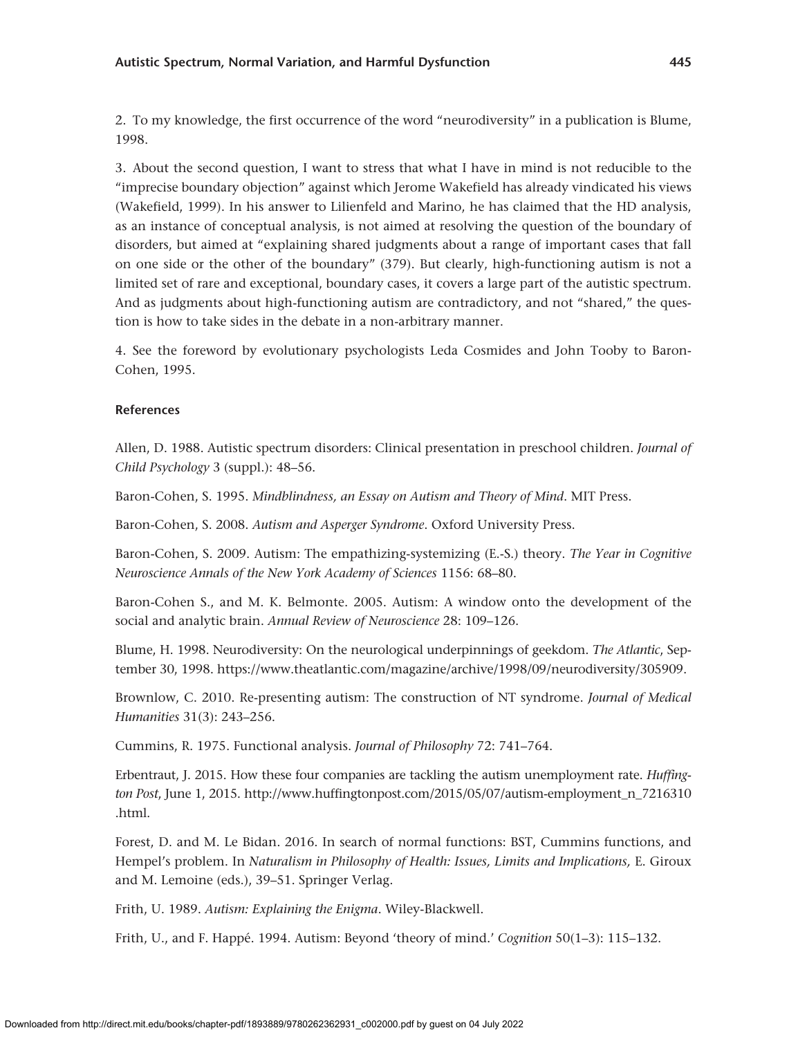2. To my knowledge, the first occurrence of the word "neurodiversity" in a publication is Blume, 1998.

3. About the second question, I want to stress that what I have in mind is not reducible to the "imprecise boundary objection" against which Jerome Wakefield has already vindicated his views (Wakefield, 1999). In his answer to Lilienfeld and Marino, he has claimed that the HD analysis, as an instance of conceptual analysis, is not aimed at resolving the question of the boundary of disorders, but aimed at "explaining shared judgments about a range of important cases that fall on one side or the other of the boundary" (379). But clearly, high-functioning autism is not a limited set of rare and exceptional, boundary cases, it covers a large part of the autistic spectrum. And as judgments about high-functioning autism are contradictory, and not "shared," the question is how to take sides in the debate in a non-arbitrary manner.

4. See the foreword by evolutionary psychologists Leda Cosmides and John Tooby to Baron-Cohen, 1995.

### References

Allen, D. 1988. Autistic spectrum disorders: Clinical presentation in preschool children. *Journal of Child Psychology* 3 (suppl.): 48–56.

Baron-Cohen, S. 1995. *Mindblindness, an Essay on Autism and Theory of Mind*. MIT Press.

Baron-Cohen, S. 2008. *Autism and Asperger Syndrome*. Oxford University Press.

Baron-Cohen, S. 2009. Autism: The empathizing-systemizing (E.-S.) theory. *The Year in Cognitive Neuroscience Annals of the New York Academy of Sciences* 1156: 68–80.

Baron-Cohen S., and M. K. Belmonte. 2005. Autism: A window onto the development of the social and analytic brain. *Annual Review of Neuroscience* 28: 109–126.

Blume, H. 1998. Neurodiversity: On the neurological underpinnings of geekdom. *The Atlantic*, September 30, 1998. https://www.theatlantic.com/magazine/archive/1998/09/neurodiversity/305909.

Brownlow, C. 2010. Re-presenting autism: The construction of NT syndrome. *Journal of Medical Humanities* 31(3): 243–256.

Cummins, R. 1975. Functional analysis. *Journal of Philosophy* 72: 741–764.

Erbentraut, J. 2015. How these four companies are tackling the autism unemployment rate. *Huffington Post*, June 1, 2015. http://www.huffingtonpost.com/2015/05/07/autism-employment_n_7216310.html.

Forest, D. and M. Le Bidan. 2016. In search of normal functions: BST, Cummins functions, and Hempel's problem. In *Naturalism in Philosophy of Health: Issues, Limits and Implications,* E. Giroux and M. Lemoine (eds.), 39–51. Springer Verlag.

Frith, U. 1989. *Autism: Explaining the Enigma*. Wiley-Blackwell.

Frith, U., and F. Happé. 1994. Autism: Beyond 'theory of mind.' *Cognition* 50(1–3): 115–132.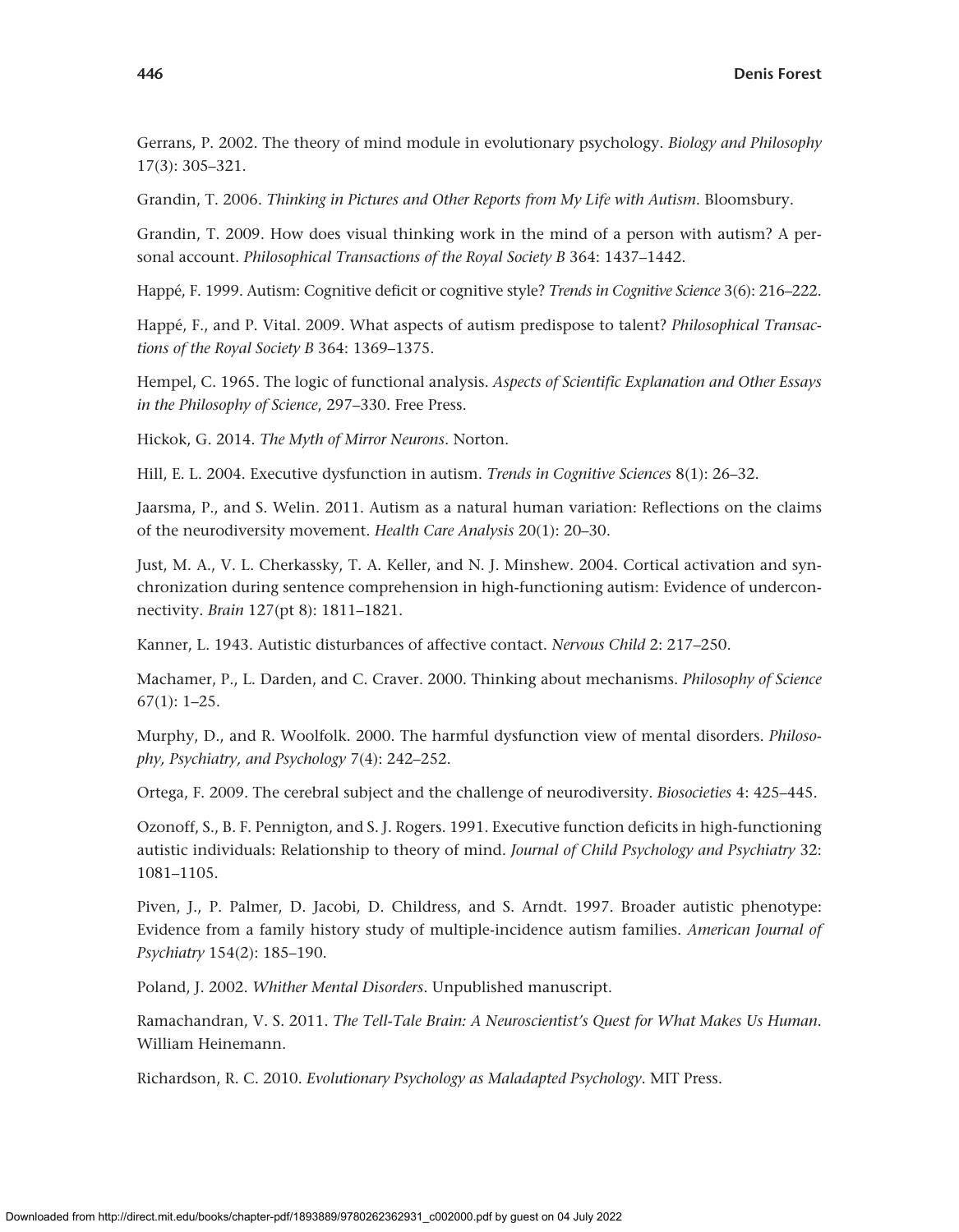Gerrans, P. 2002. The theory of mind module in evolutionary psychology. *Biology and Philosophy* 17(3): 305–321.

Grandin, T. 2006. *Thinking in Pictures and Other Reports from My Life with Autism*. Bloomsbury.

Grandin, T. 2009. How does visual thinking work in the mind of a person with autism? A personal account. *Philosophical Transactions of the Royal Society B* 364: 1437–1442.

Happé, F. 1999. Autism: Cognitive deficit or cognitive style? *Trends in Cognitive Science* 3(6): 216–222.

Happé, F., and P. Vital. 2009. What aspects of autism predispose to talent? *Philosophical Transactions of the Royal Society B* 364: 1369–1375.

Hempel, C. 1965. The logic of functional analysis. *Aspects of Scientific Explanation and Other Essays in the Philosophy of Science*, 297–330. Free Press.

Hickok, G. 2014. *The Myth of Mirror Neurons*. Norton.

Hill, E. L. 2004. Executive dysfunction in autism. *Trends in Cognitive Sciences* 8(1): 26–32.

Jaarsma, P., and S. Welin. 2011. Autism as a natural human variation: Reflections on the claims of the neurodiversity movement. *Health Care Analysis* 20(1): 20–30.

Just, M. A., V. L. Cherkassky, T. A. Keller, and N. J. Minshew. 2004. Cortical activation and synchronization during sentence comprehension in high-functioning autism: Evidence of underconnectivity. *Brain* 127(pt 8): 1811–1821.

Kanner, L. 1943. Autistic disturbances of affective contact. *Nervous Child* 2: 217–250.

Machamer, P., L. Darden, and C. Craver. 2000. Thinking about mechanisms. *Philosophy of Science* 67(1): 1–25.

Murphy, D., and R. Woolfolk. 2000. The harmful dysfunction view of mental disorders. *Philosophy, Psychiatry, and Psychology* 7(4): 242–252.

Ortega, F. 2009. The cerebral subject and the challenge of neurodiversity. *Biosocieties* 4: 425–445.

Ozonoff, S., B. F. Pennigton, and S. J. Rogers. 1991. Executive function deficits in high-functioning autistic individuals: Relationship to theory of mind. *Journal of Child Psychology and Psychiatry* 32: 1081–1105.

Piven, J., P. Palmer, D. Jacobi, D. Childress, and S. Arndt. 1997. Broader autistic phenotype: Evidence from a family history study of multiple-incidence autism families. *American Journal of Psychiatry* 154(2): 185–190.

Poland, J. 2002. *Whither Mental Disorders*. Unpublished manuscript.

Ramachandran, V. S. 2011. *The Tell-Tale Brain: A Neuroscientist's Quest for What Makes Us Human*. William Heinemann.

Richardson, R. C. 2010. *Evolutionary Psychology as Maladapted Psychology*. MIT Press.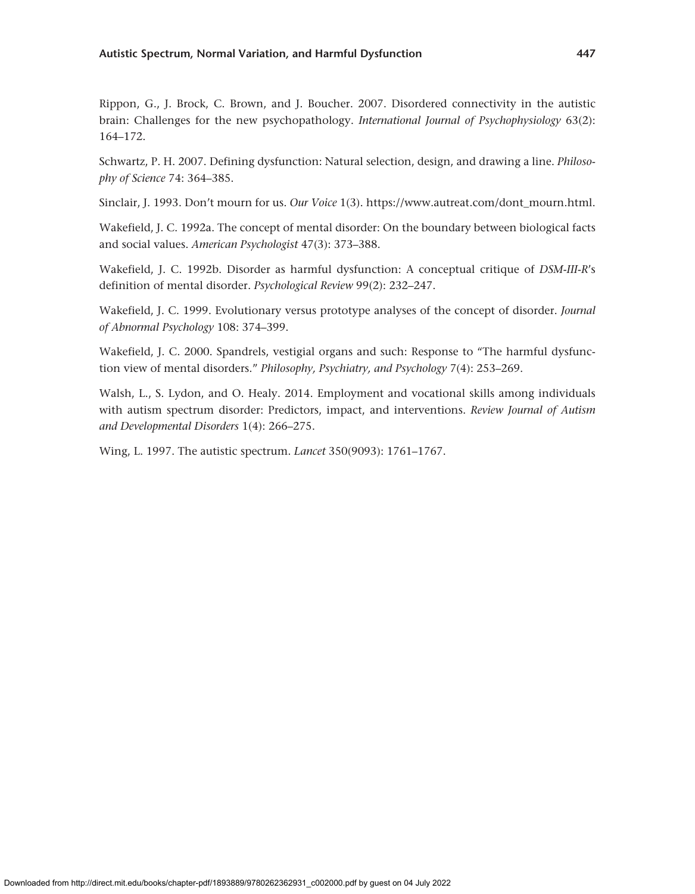Rippon, G., J. Brock, C. Brown, and J. Boucher. 2007. Disordered connectivity in the autistic brain: Challenges for the new psychopathology. *International Journal of Psychophysiology* 63(2): 164–172.

Schwartz, P. H. 2007. Defining dysfunction: Natural selection, design, and drawing a line. *Philosophy of Science* 74: 364–385.

Sinclair, J. 1993. Don't mourn for us. *Our Voice* 1(3). https://www.autreat.com/dont_mourn.html.

Wakefield, J. C. 1992a. The concept of mental disorder: On the boundary between biological facts and social values. *American Psychologist* 47(3): 373–388.

Wakefield, J. C. 1992b. Disorder as harmful dysfunction: A conceptual critique of *DSM-III-R*'s definition of mental disorder. *Psychological Review* 99(2): 232–247.

Wakefield, J. C. 1999. Evolutionary versus prototype analyses of the concept of disorder. *Journal of Abnormal Psychology* 108: 374–399.

Wakefield, J. C. 2000. Spandrels, vestigial organs and such: Response to "The harmful dysfunction view of mental disorders." *Philosophy, Psychiatry, and Psychology* 7(4): 253–269.

Walsh, L., S. Lydon, and O. Healy. 2014. Employment and vocational skills among individuals with autism spectrum disorder: Predictors, impact, and interventions. *Review Journal of Autism and Developmental Disorders* 1(4): 266–275.

Wing, L. 1997. The autistic spectrum. *Lancet* 350(9093): 1761–1767.